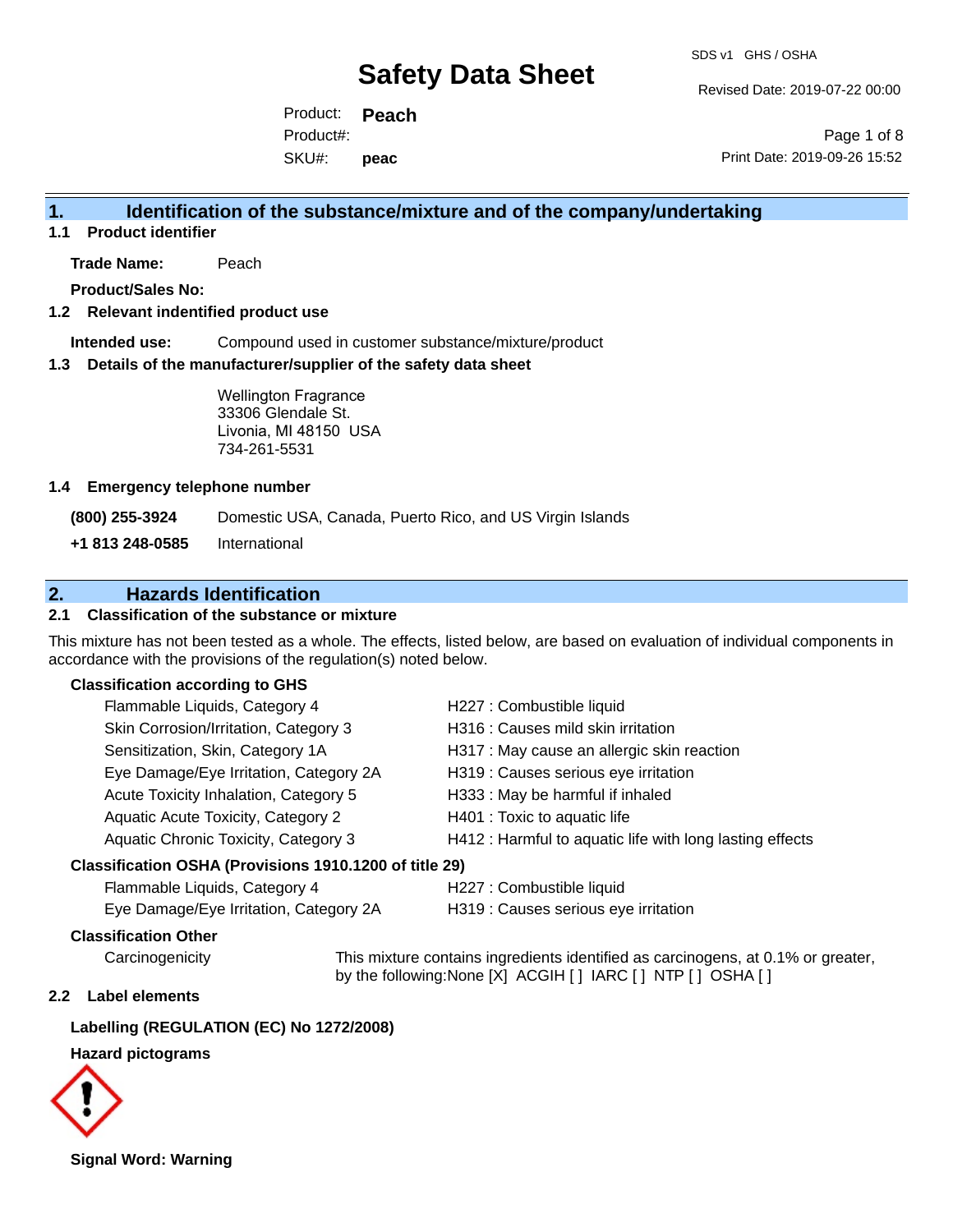# Safety Data Sheet

SDS v1 GHS / OSHA

Revised Date: 2019-07-22 00:00

Product: **Peach**

Product#:

SKU#: **peac**

Print Date: 2019-09-26 15:52

## 1. Identification of the substance/mixture and of the company/undertaking

### 1.1 Product identifier

**Trade Name:** Peach

**Product/Sales No:**

### 1.2 Relevant identified product use

**Intended use:** Compound used in customer substance/mixture/product

### 1.3 Details of the manufacturer/supplier of the safety data sheet

Wellington Fragrance
33306 Glendale St.
Livonia, MI 48150 USA
734-261-5531

### 1.4 Emergency telephone number

**(800) 255-3924** Domestic USA, Canada, Puerto Rico, and US Virgin Islands

**+1 813 248-0585** International

## 2. Hazards Identification

### 2.1 Classification of the substance or mixture

This mixture has not been tested as a whole. The effects, listed below, are based on evaluation of individual components in accordance with the provisions of the regulation(s) noted below.

**Classification according to GHS**

| | |
|---|---|
| Flammable Liquids, Category 4 | H227 : Combustible liquid |
| Skin Corrosion/Irritation, Category 3 | H316 : Causes mild skin irritation |
| Sensitization, Skin, Category 1A | H317 : May cause an allergic skin reaction |
| Eye Damage/Eye Irritation, Category 2A | H319 : Causes serious eye irritation |
| Acute Toxicity Inhalation, Category 5 | H333 : May be harmful if inhaled |
| Aquatic Acute Toxicity, Category 2 | H401 : Toxic to aquatic life |
| Aquatic Chronic Toxicity, Category 3 | H412 : Harmful to aquatic life with long lasting effects |

**Classification OSHA (Provisions 1910.1200 of title 29)**

| | |
|---|---|
| Flammable Liquids, Category 4 | H227 : Combustible liquid |
| Eye Damage/Eye Irritation, Category 2A | H319 : Causes serious eye irritation |

**Classification Other**

Carcinogenicity — This mixture contains ingredients identified as carcinogens, at 0.1% or greater, by the following:None [X] ACGIH [ ] IARC [ ] NTP [ ] OSHA [ ]

### 2.2 Label elements

**Labelling (REGULATION (EC) No 1272/2008)**

**Hazard pictograms**

**Signal Word: Warning**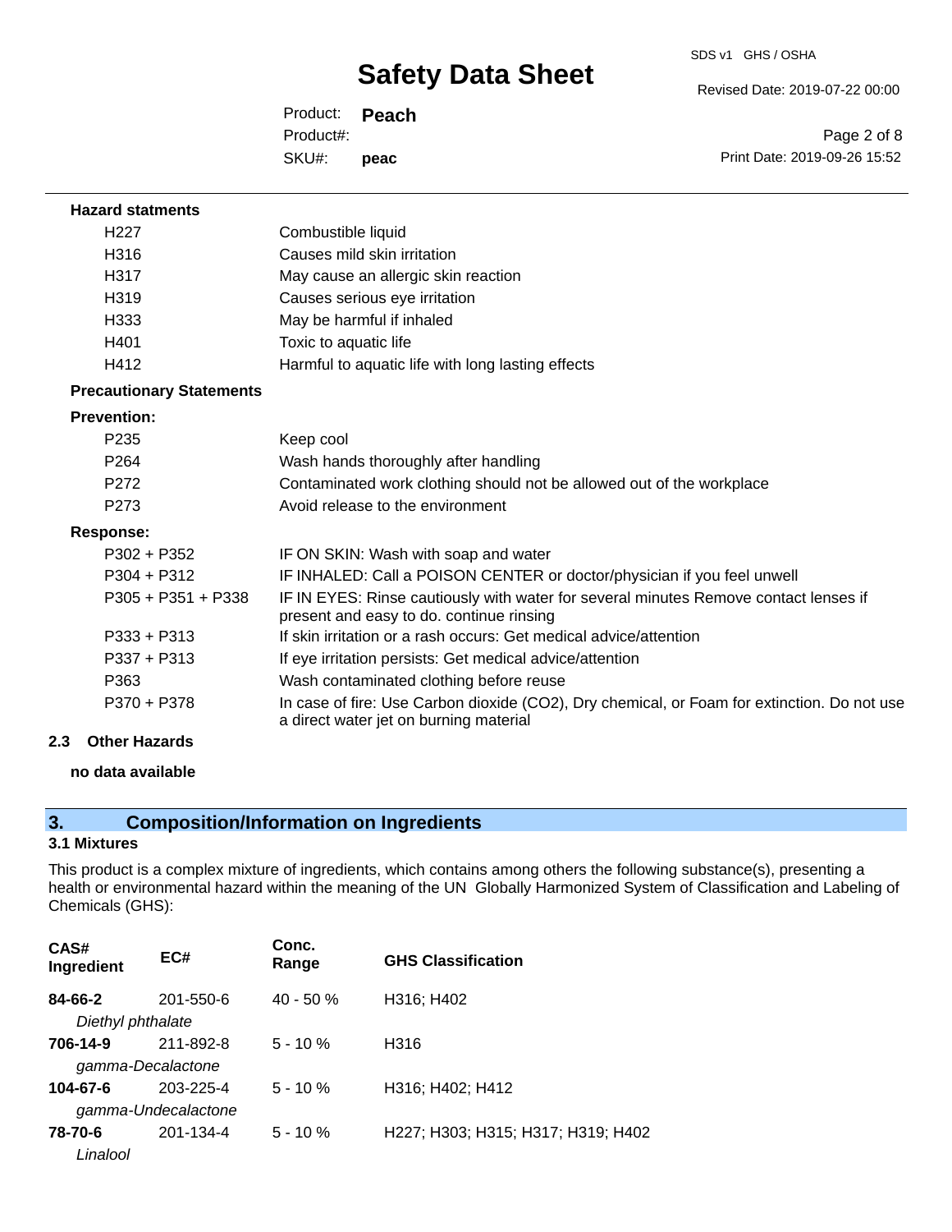**Hazard statments**

| | |
|---|---|
| H227 | Combustible liquid |
| H316 | Causes mild skin irritation |
| H317 | May cause an allergic skin reaction |
| H319 | Causes serious eye irritation |
| H333 | May be harmful if inhaled |
| H401 | Toxic to aquatic life |
| H412 | Harmful to aquatic life with long lasting effects |

**Precautionary Statements**

**Prevention:**

| | |
|---|---|
| P235 | Keep cool |
| P264 | Wash hands thoroughly after handling |
| P272 | Contaminated work clothing should not be allowed out of the workplace |
| P273 | Avoid release to the environment |

**Response:**

| | |
|---|---|
| P302 + P352 | IF ON SKIN: Wash with soap and water |
| P304 + P312 | IF INHALED: Call a POISON CENTER or doctor/physician if you feel unwell |
| P305 + P351 + P338 | IF IN EYES: Rinse cautiously with water for several minutes Remove contact lenses if present and easy to do. continue rinsing |
| P333 + P313 | If skin irritation or a rash occurs: Get medical advice/attention |
| P337 + P313 | If eye irritation persists: Get medical advice/attention |
| P363 | Wash contaminated clothing before reuse |
| P370 + P378 | In case of fire: Use Carbon dioxide ($CO_2$), Dry chemical, or Foam for extinction. Do not use a direct water jet on burning material |

### 2.3 Other Hazards

**no data available**

## 3. Composition/Information on Ingredients

### 3.1 Mixtures

This product is a complex mixture of ingredients, which contains among others the following substance(s), presenting a health or environmental hazard within the meaning of the UN Globally Harmonized System of Classification and Labeling of Chemicals (GHS):

| CAS# Ingredient | EC# | Conc. Range | GHS Classification |
|---|---|---|---|
| **84-66-2** *Diethyl phthalate* | 201-550-6 | 40 - 50 % | H316; H402 |
| **706-14-9** *gamma-Decalactone* | 211-892-8 | 5 - 10 % | H316 |
| **104-67-6** *gamma-Undecalactone* | 203-225-4 | 5 - 10 % | H316; H402; H412 |
| **78-70-6** *Linalool* | 201-134-4 | 5 - 10 % | H227; H303; H315; H317; H319; H402 |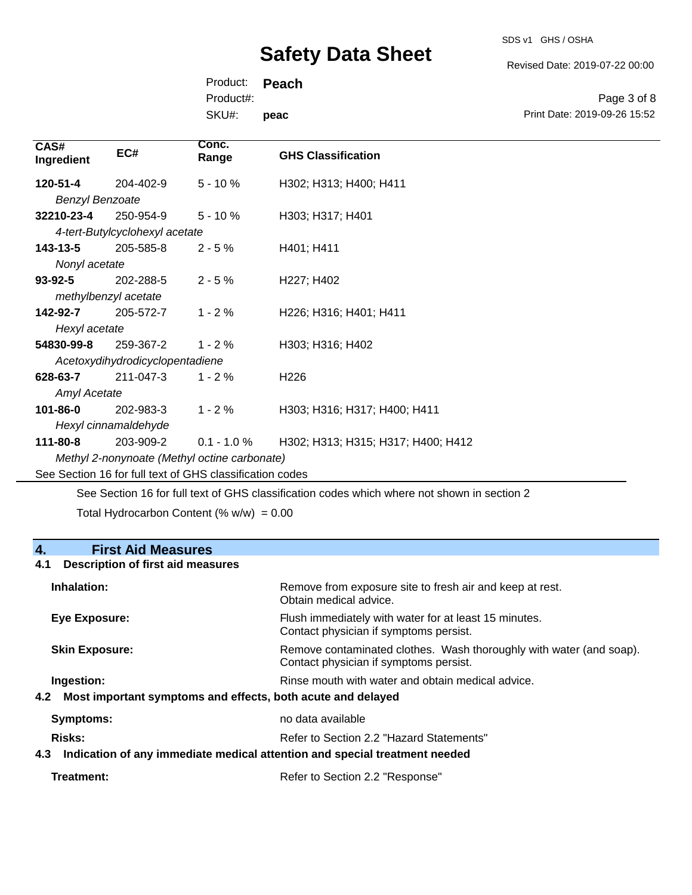| CAS# Ingredient | EC# | Conc. Range | GHS Classification |
|---|---|---|---|
| **120-51-4** | 204-402-9 | 5 - 10 % | H302; H313; H400; H411 |
| *Benzyl Benzoate* | | | |
| **32210-23-4** | 250-954-9 | 5 - 10 % | H303; H317; H401 |
| *4-tert-Butylcyclohexyl acetate* | | | |
| **143-13-5** | 205-585-8 | 2 - 5 % | H401; H411 |
| *Nonyl acetate* | | | |
| **93-92-5** | 202-288-5 | 2 - 5 % | H227; H402 |
| *methylbenzyl acetate* | | | |
| **142-92-7** | 205-572-7 | 1 - 2 % | H226; H316; H401; H411 |
| *Hexyl acetate* | | | |
| **54830-99-8** | 259-367-2 | 1 - 2 % | H303; H316; H402 |
| *Acetoxydihydrodicyclopentadiene* | | | |
| **628-63-7** | 211-047-3 | 1 - 2 % | H226 |
| *Amyl Acetate* | | | |
| **101-86-0** | 202-983-3 | 1 - 2 % | H303; H316; H317; H400; H411 |
| *Hexyl cinnamaldehyde* | | | |
| **111-80-8** | 203-909-2 | 0.1 - 1.0 % | H302; H313; H315; H317; H400; H412 |
| *Methyl 2-nonynoate (Methyl octine carbonate)* | | | |

See Section 16 for full text of GHS classification codes

See Section 16 for full text of GHS classification codes which where not shown in section 2

Total Hydrocarbon Content (% w/w) = 0.00

## 4. First Aid Measures

### 4.1 Description of first aid measures

**Inhalation:** Remove from exposure site to fresh air and keep at rest. Obtain medical advice.

**Eye Exposure:** Flush immediately with water for at least 15 minutes. Contact physician if symptoms persist.

**Skin Exposure:** Remove contaminated clothes. Wash thoroughly with water (and soap). Contact physician if symptoms persist.

**Ingestion:** Rinse mouth with water and obtain medical advice.

### 4.2 Most important symptoms and effects, both acute and delayed

**Symptoms:** no data available

**Risks:** Refer to Section 2.2 "Hazard Statements"

### 4.3 Indication of any immediate medical attention and special treatment needed

**Treatment:** Refer to Section 2.2 "Response"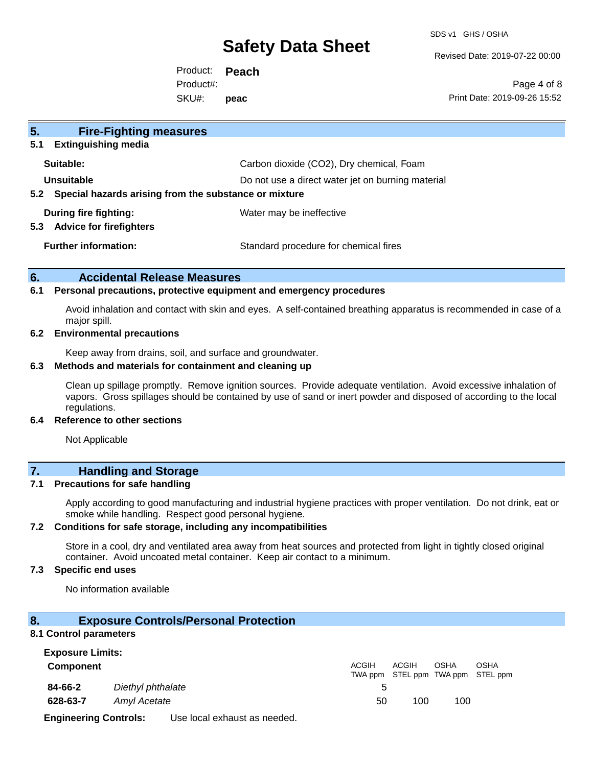## 5. Fire-Fighting measures

### 5.1 Extinguishing media

**Suitable:** Carbon dioxide ($CO_2$), Dry chemical, Foam

**Unsuitable** Do not use a direct water jet on burning material

### 5.2 Special hazards arising from the substance or mixture

**During fire fighting:** Water may be ineffective

### 5.3 Advice for firefighters

**Further information:** Standard procedure for chemical fires

## 6. Accidental Release Measures

### 6.1 Personal precautions, protective equipment and emergency procedures

Avoid inhalation and contact with skin and eyes. A self-contained breathing apparatus is recommended in case of a major spill.

### 6.2 Environmental precautions

Keep away from drains, soil, and surface and groundwater.

### 6.3 Methods and materials for containment and cleaning up

Clean up spillage promptly. Remove ignition sources. Provide adequate ventilation. Avoid excessive inhalation of vapors. Gross spillages should be contained by use of sand or inert powder and disposed of according to the local regulations.

### 6.4 Reference to other sections

Not Applicable

## 7. Handling and Storage

### 7.1 Precautions for safe handling

Apply according to good manufacturing and industrial hygiene practices with proper ventilation. Do not drink, eat or smoke while handling. Respect good personal hygiene.

### 7.2 Conditions for safe storage, including any incompatibilities

Store in a cool, dry and ventilated area away from heat sources and protected from light in tightly closed original container. Avoid uncoated metal container. Keep air contact to a minimum.

### 7.3 Specific end uses

No information available

## 8. Exposure Controls/Personal Protection

### 8.1 Control parameters

**Exposure Limits:**

| Component | | ACGIH TWA ppm | ACGIH STEL ppm | OSHA TWA ppm | OSHA STEL ppm |
|---|---|---|---|---|---|
| **84-66-2** | *Diethyl phthalate* | 5 | | | |
| **628-63-7** | *Amyl Acetate* | 50 | 100 | 100 | |

**Engineering Controls:** Use local exhaust as needed.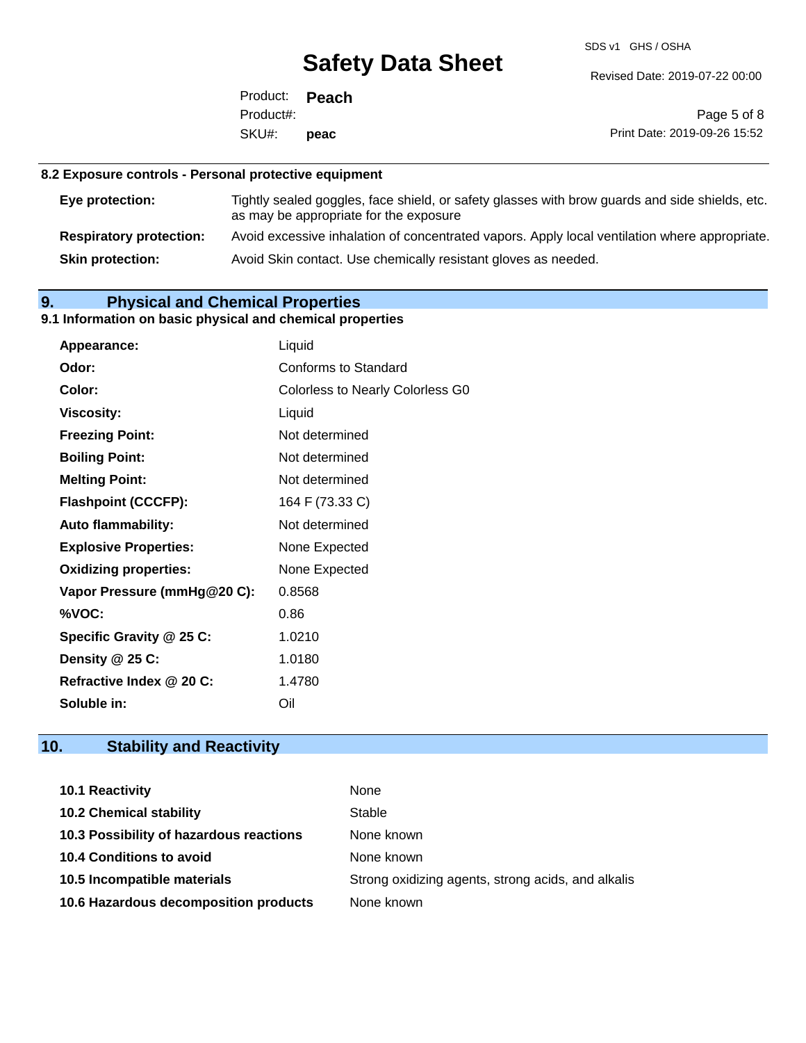### 8.2 Exposure controls - Personal protective equipment

| | |
|---|---|
| **Eye protection:** | Tightly sealed goggles, face shield, or safety glasses with brow guards and side shields, etc. as may be appropriate for the exposure |
| **Respiratory protection:** | Avoid excessive inhalation of concentrated vapors. Apply local ventilation where appropriate. |
| **Skin protection:** | Avoid Skin contact. Use chemically resistant gloves as needed. |

## 9. Physical and Chemical Properties

### 9.1 Information on basic physical and chemical properties

| | |
|---|---|
| **Appearance:** | Liquid |
| **Odor:** | Conforms to Standard |
| **Color:** | Colorless to Nearly Colorless G0 |
| **Viscosity:** | Liquid |
| **Freezing Point:** | Not determined |
| **Boiling Point:** | Not determined |
| **Melting Point:** | Not determined |
| **Flashpoint (CCCFP):** | 164 F (73.33 C) |
| **Auto flammability:** | Not determined |
| **Explosive Properties:** | None Expected |
| **Oxidizing properties:** | None Expected |
| **Vapor Pressure (mmHg@20 C):** | 0.8568 |
| **%VOC:** | 0.86 |
| **Specific Gravity @ 25 C:** | 1.0210 |
| **Density @ 25 C:** | 1.0180 |
| **Refractive Index @ 20 C:** | 1.4780 |
| **Soluble in:** | Oil |

## 10. Stability and Reactivity

| | |
|---|---|
| **10.1 Reactivity** | None |
| **10.2 Chemical stability** | Stable |
| **10.3 Possibility of hazardous reactions** | None known |
| **10.4 Conditions to avoid** | None known |
| **10.5 Incompatible materials** | Strong oxidizing agents, strong acids, and alkalis |
| **10.6 Hazardous decomposition products** | None known |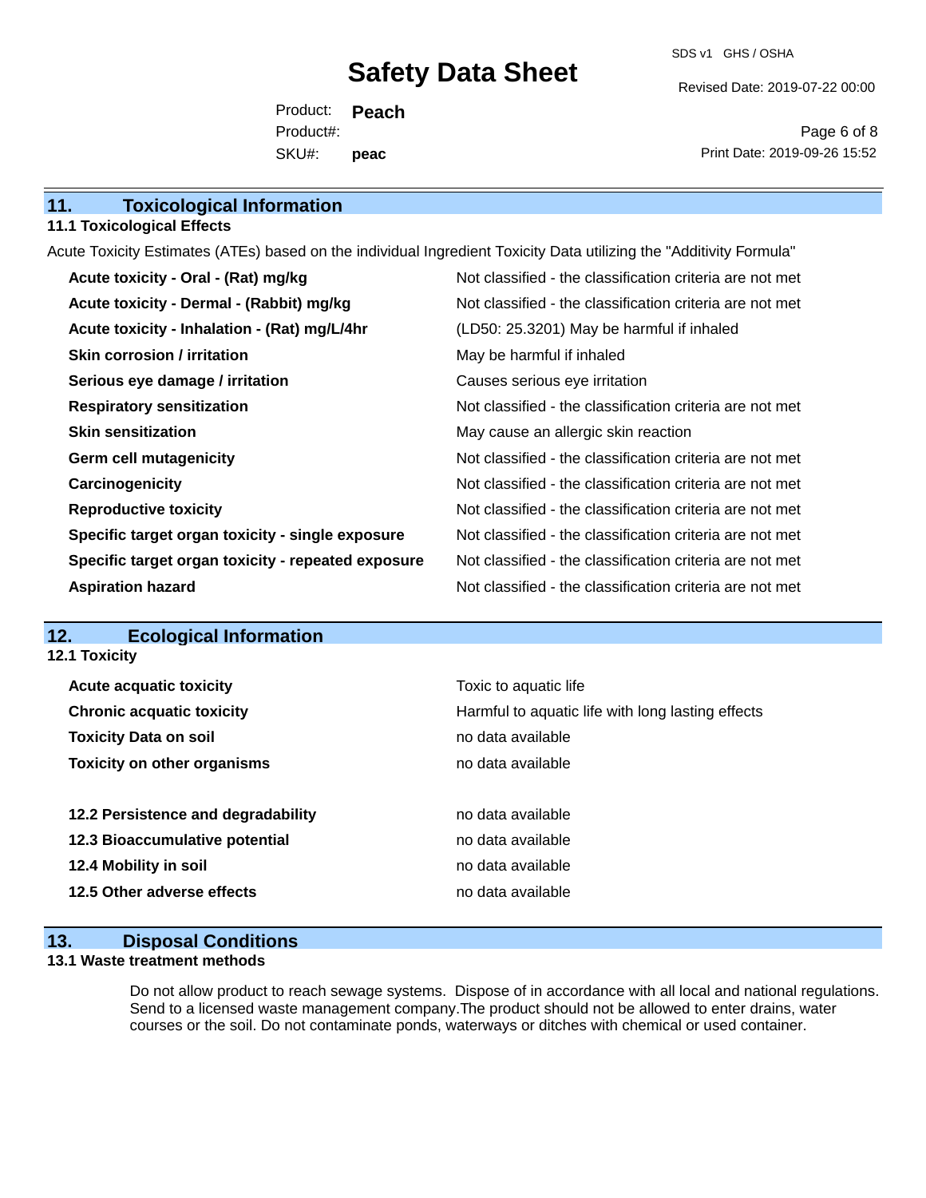## 11. Toxicological Information

### 11.1 Toxicological Effects

Acute Toxicity Estimates (ATEs) based on the individual Ingredient Toxicity Data utilizing the "Additivity Formula"

| | |
|---|---|
| **Acute toxicity - Oral - (Rat) mg/kg** | Not classified - the classification criteria are not met |
| **Acute toxicity - Dermal - (Rabbit) mg/kg** | Not classified - the classification criteria are not met |
| **Acute toxicity - Inhalation - (Rat) mg/L/4hr** | (LD50: 25.3201) May be harmful if inhaled |
| **Skin corrosion / irritation** | May be harmful if inhaled |
| **Serious eye damage / irritation** | Causes serious eye irritation |
| **Respiratory sensitization** | Not classified - the classification criteria are not met |
| **Skin sensitization** | May cause an allergic skin reaction |
| **Germ cell mutagenicity** | Not classified - the classification criteria are not met |
| **Carcinogenicity** | Not classified - the classification criteria are not met |
| **Reproductive toxicity** | Not classified - the classification criteria are not met |
| **Specific target organ toxicity - single exposure** | Not classified - the classification criteria are not met |
| **Specific target organ toxicity - repeated exposure** | Not classified - the classification criteria are not met |
| **Aspiration hazard** | Not classified - the classification criteria are not met |

## 12. Ecological Information

### 12.1 Toxicity

| | |
|---|---|
| **Acute acquatic toxicity** | Toxic to aquatic life |
| **Chronic acquatic toxicity** | Harmful to aquatic life with long lasting effects |
| **Toxicity Data on soil** | no data available |
| **Toxicity on other organisms** | no data available |

| | |
|---|---|
| **12.2 Persistence and degradability** | no data available |
| **12.3 Bioaccumulative potential** | no data available |
| **12.4 Mobility in soil** | no data available |
| **12.5 Other adverse effects** | no data available |

## 13. Disposal Conditions

### 13.1 Waste treatment methods

Do not allow product to reach sewage systems. Dispose of in accordance with all local and national regulations. Send to a licensed waste management company.The product should not be allowed to enter drains, water courses or the soil. Do not contaminate ponds, waterways or ditches with chemical or used container.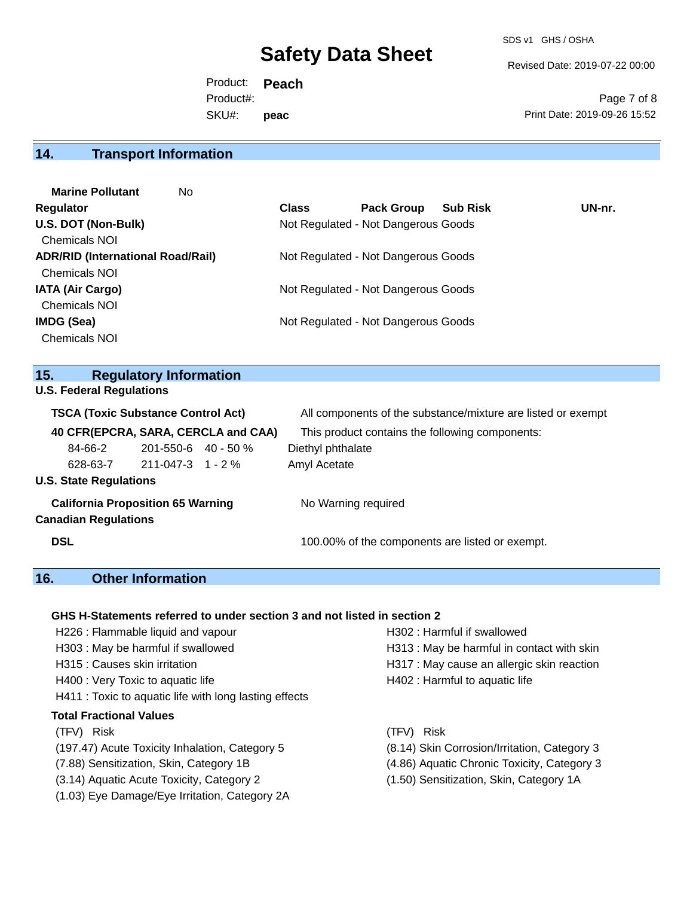## 14. Transport Information

**Marine Pollutant** No

| Regulator | Class | Pack Group | Sub Risk | UN-nr. |
|---|---|---|---|---|
| **U.S. DOT (Non-Bulk)** | Not Regulated - Not Dangerous Goods | | | |
| Chemicals NOI | | | | |
| **ADR/RID (International Road/Rail)** | Not Regulated - Not Dangerous Goods | | | |
| Chemicals NOI | | | | |
| **IATA (Air Cargo)** | Not Regulated - Not Dangerous Goods | | | |
| Chemicals NOI | | | | |
| **IMDG (Sea)** | Not Regulated - Not Dangerous Goods | | | |
| Chemicals NOI | | | | |

## 15. Regulatory Information

**U.S. Federal Regulations**

**TSCA (Toxic Substance Control Act)** All components of the substance/mixture are listed or exempt

**40 CFR(EPCRA, SARA, CERCLA and CAA)** This product contains the following components:

| CAS | EC | % | Component |
|---|---|---|---|
| 84-66-2 | 201-550-6 | 40 - 50 % | Diethyl phthalate |
| 628-63-7 | 211-047-3 | 1 - 2 % | Amyl Acetate |

**U.S. State Regulations**

**California Proposition 65 Warning** No Warning required

**Canadian Regulations**

**DSL** 100.00% of the components are listed or exempt.

## 16. Other Information

**GHS H-Statements referred to under section 3 and not listed in section 2**

H226 : Flammable liquid and vapour
H302 : Harmful if swallowed
H303 : May be harmful if swallowed
H313 : May be harmful in contact with skin
H315 : Causes skin irritation
H317 : May cause an allergic skin reaction
H400 : Very Toxic to aquatic life
H402 : Harmful to aquatic life
H411 : Toxic to aquatic life with long lasting effects

**Total Fractional Values**

| (TFV) | Risk |
|---|---|
| (197.47) | Acute Toxicity Inhalation, Category 5 |
| (8.14) | Skin Corrosion/Irritation, Category 3 |
| (7.88) | Sensitization, Skin, Category 1B |
| (4.86) | Aquatic Chronic Toxicity, Category 3 |
| (3.14) | Aquatic Acute Toxicity, Category 2 |
| (1.50) | Sensitization, Skin, Category 1A |
| (1.03) | Eye Damage/Eye Irritation, Category 2A |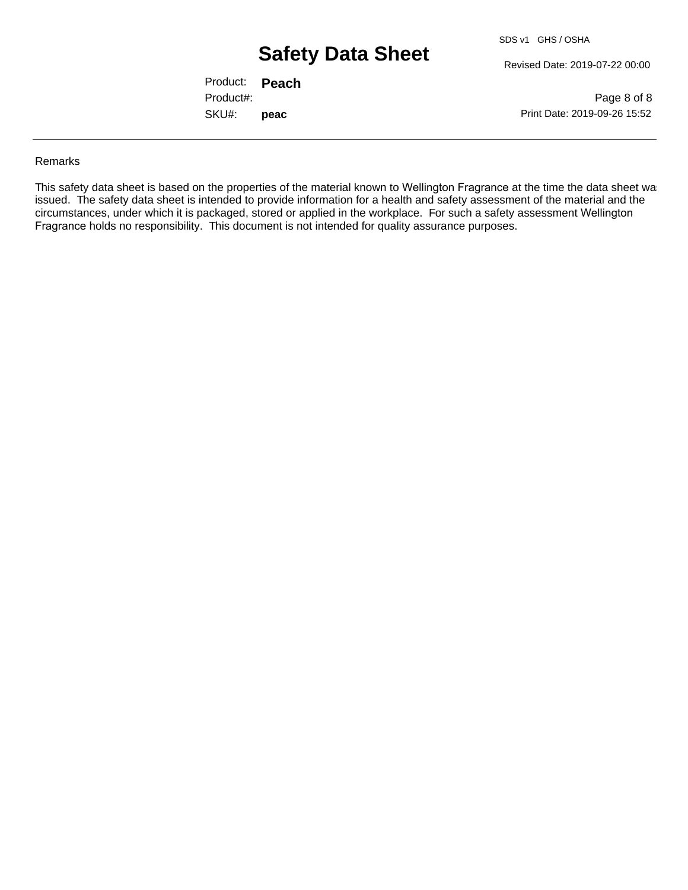## Remarks

This safety data sheet is based on the properties of the material known to Wellington Fragrance at the time the data sheet was issued. The safety data sheet is intended to provide information for a health and safety assessment of the material and the circumstances, under which it is packaged, stored or applied in the workplace. For such a safety assessment Wellington Fragrance holds no responsibility. This document is not intended for quality assurance purposes.